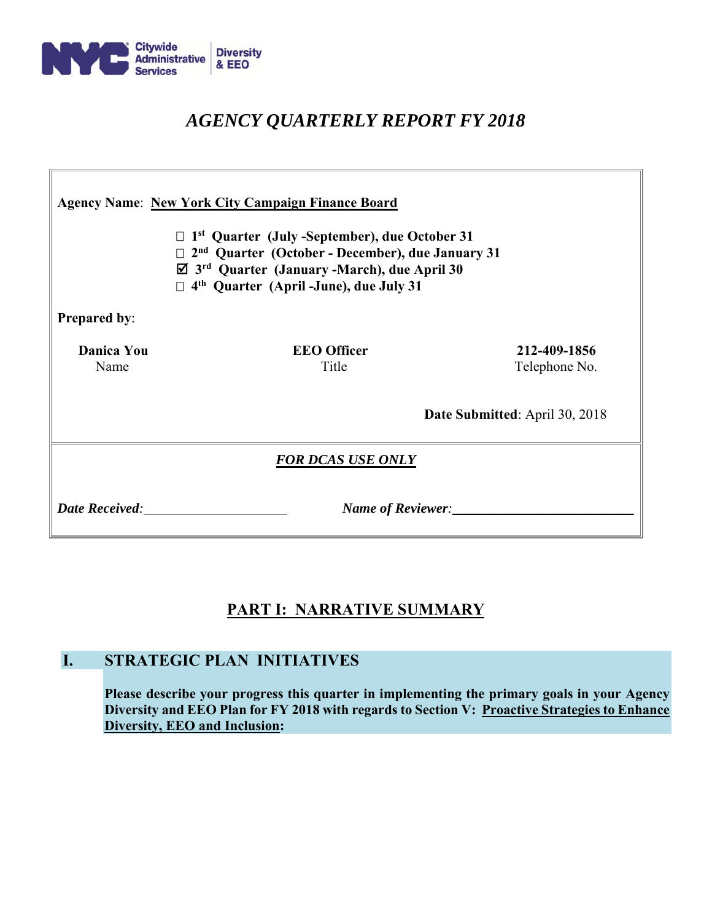NYC Citywide Administrative Services | Diversity & EEO

# *AGENCY QUARTERLY REPORT FY 2018*

**Agency Name**: **New York City Campaign Finance Board**

☐ **1st Quarter (July -September), due October 31**
☐ **2nd Quarter (October - December), due January 31**
☑ **3rd Quarter (January -March), due April 30**
☐ **4th Quarter (April -June), due July 31**

**Prepared by**:

| **Danica You** | **EEO Officer** | **212-409-1856** |
|---|---|---|
| Name | Title | Telephone No. |

**Date Submitted**: April 30, 2018

***FOR DCAS USE ONLY***

***Date Received:*** ____________________ ***Name of Reviewer:*** ________________________

## PART I: NARRATIVE SUMMARY

### I. STRATEGIC PLAN INITIATIVES

**Please describe your progress this quarter in implementing the primary goals in your Agency Diversity and EEO Plan for FY 2018 with regards to Section V: Proactive Strategies to Enhance Diversity, EEO and Inclusion:**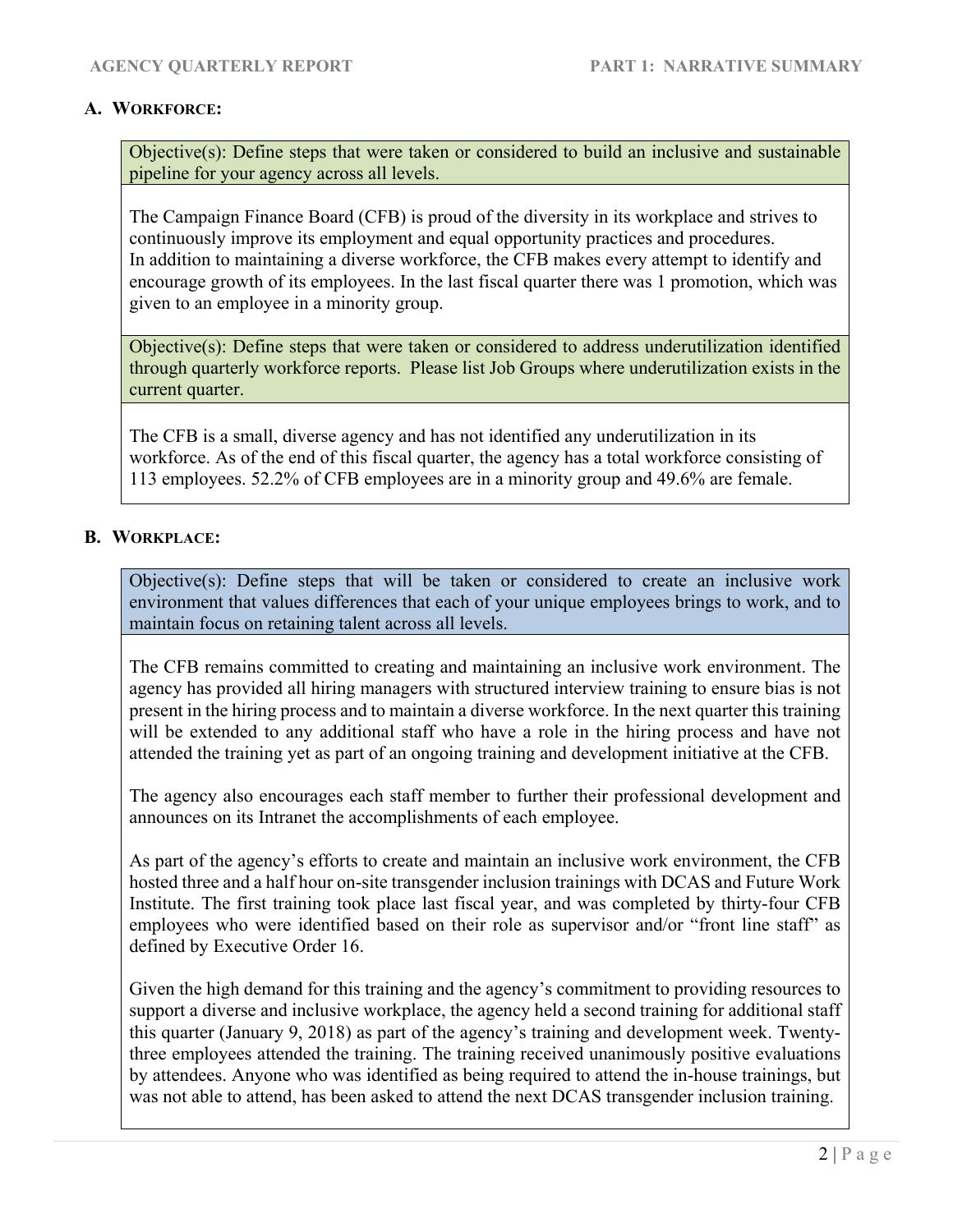## A. Workforce:

Objective(s): Define steps that were taken or considered to build an inclusive and sustainable pipeline for your agency across all levels.

The Campaign Finance Board (CFB) is proud of the diversity in its workplace and strives to continuously improve its employment and equal opportunity practices and procedures. In addition to maintaining a diverse workforce, the CFB makes every attempt to identify and encourage growth of its employees. In the last fiscal quarter there was 1 promotion, which was given to an employee in a minority group.

Objective(s): Define steps that were taken or considered to address underutilization identified through quarterly workforce reports. Please list Job Groups where underutilization exists in the current quarter.

The CFB is a small, diverse agency and has not identified any underutilization in its workforce. As of the end of this fiscal quarter, the agency has a total workforce consisting of 113 employees. 52.2% of CFB employees are in a minority group and 49.6% are female.

## B. Workplace:

Objective(s): Define steps that will be taken or considered to create an inclusive work environment that values differences that each of your unique employees brings to work, and to maintain focus on retaining talent across all levels.

The CFB remains committed to creating and maintaining an inclusive work environment. The agency has provided all hiring managers with structured interview training to ensure bias is not present in the hiring process and to maintain a diverse workforce. In the next quarter this training will be extended to any additional staff who have a role in the hiring process and have not attended the training yet as part of an ongoing training and development initiative at the CFB.

The agency also encourages each staff member to further their professional development and announces on its Intranet the accomplishments of each employee.

As part of the agency's efforts to create and maintain an inclusive work environment, the CFB hosted three and a half hour on-site transgender inclusion trainings with DCAS and Future Work Institute. The first training took place last fiscal year, and was completed by thirty-four CFB employees who were identified based on their role as supervisor and/or "front line staff" as defined by Executive Order 16.

Given the high demand for this training and the agency's commitment to providing resources to support a diverse and inclusive workplace, the agency held a second training for additional staff this quarter (January 9, 2018) as part of the agency's training and development week. Twenty-three employees attended the training. The training received unanimously positive evaluations by attendees. Anyone who was identified as being required to attend the in-house trainings, but was not able to attend, has been asked to attend the next DCAS transgender inclusion training.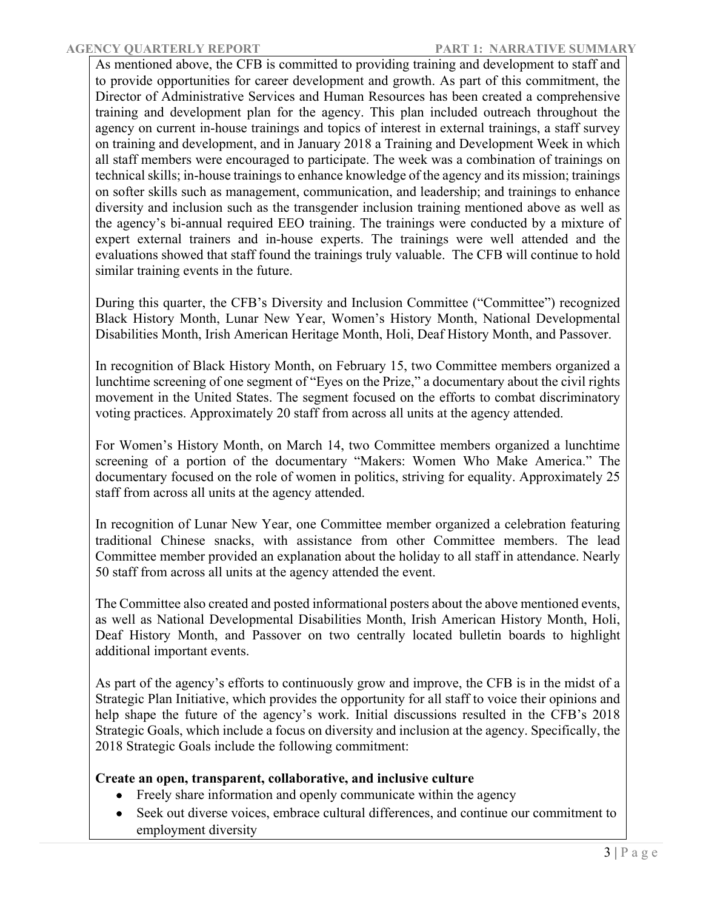As mentioned above, the CFB is committed to providing training and development to staff and to provide opportunities for career development and growth. As part of this commitment, the Director of Administrative Services and Human Resources has been created a comprehensive training and development plan for the agency. This plan included outreach throughout the agency on current in-house trainings and topics of interest in external trainings, a staff survey on training and development, and in January 2018 a Training and Development Week in which all staff members were encouraged to participate. The week was a combination of trainings on technical skills; in-house trainings to enhance knowledge of the agency and its mission; trainings on softer skills such as management, communication, and leadership; and trainings to enhance diversity and inclusion such as the transgender inclusion training mentioned above as well as the agency's bi-annual required EEO training. The trainings were conducted by a mixture of expert external trainers and in-house experts. The trainings were well attended and the evaluations showed that staff found the trainings truly valuable. The CFB will continue to hold similar training events in the future.

During this quarter, the CFB's Diversity and Inclusion Committee ("Committee") recognized Black History Month, Lunar New Year, Women's History Month, National Developmental Disabilities Month, Irish American Heritage Month, Holi, Deaf History Month, and Passover.

In recognition of Black History Month, on February 15, two Committee members organized a lunchtime screening of one segment of "Eyes on the Prize," a documentary about the civil rights movement in the United States. The segment focused on the efforts to combat discriminatory voting practices. Approximately 20 staff from across all units at the agency attended.

For Women's History Month, on March 14, two Committee members organized a lunchtime screening of a portion of the documentary "Makers: Women Who Make America." The documentary focused on the role of women in politics, striving for equality. Approximately 25 staff from across all units at the agency attended.

In recognition of Lunar New Year, one Committee member organized a celebration featuring traditional Chinese snacks, with assistance from other Committee members. The lead Committee member provided an explanation about the holiday to all staff in attendance. Nearly 50 staff from across all units at the agency attended the event.

The Committee also created and posted informational posters about the above mentioned events, as well as National Developmental Disabilities Month, Irish American History Month, Holi, Deaf History Month, and Passover on two centrally located bulletin boards to highlight additional important events.

As part of the agency's efforts to continuously grow and improve, the CFB is in the midst of a Strategic Plan Initiative, which provides the opportunity for all staff to voice their opinions and help shape the future of the agency's work. Initial discussions resulted in the CFB's 2018 Strategic Goals, which include a focus on diversity and inclusion at the agency. Specifically, the 2018 Strategic Goals include the following commitment:

**Create an open, transparent, collaborative, and inclusive culture**

- Freely share information and openly communicate within the agency
- Seek out diverse voices, embrace cultural differences, and continue our commitment to employment diversity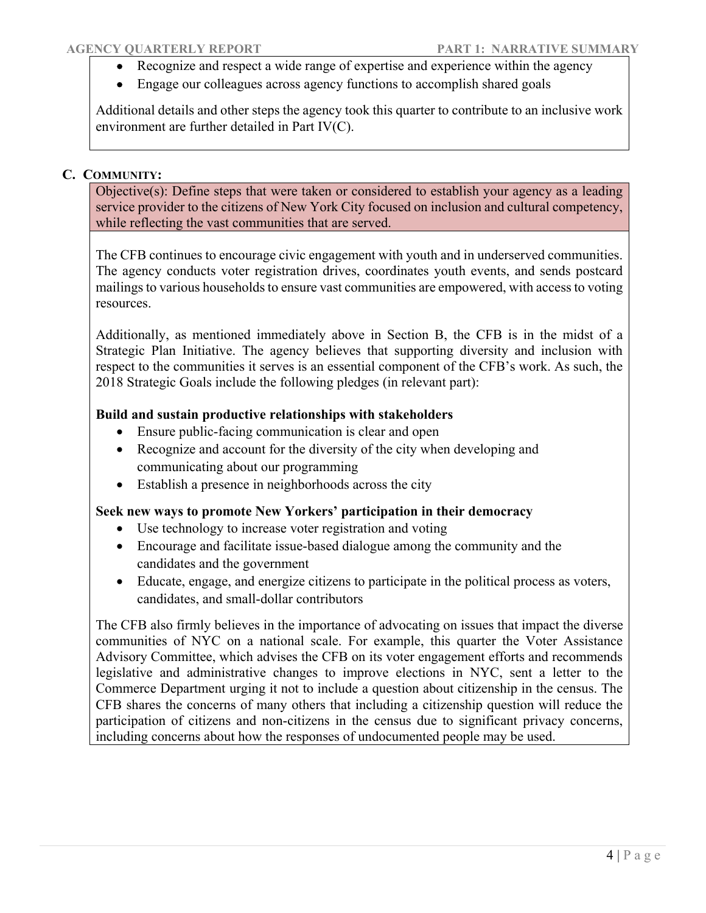- Recognize and respect a wide range of expertise and experience within the agency
- Engage our colleagues across agency functions to accomplish shared goals

Additional details and other steps the agency took this quarter to contribute to an inclusive work environment are further detailed in Part IV(C).

## C. Community:

Objective(s): Define steps that were taken or considered to establish your agency as a leading service provider to the citizens of New York City focused on inclusion and cultural competency, while reflecting the vast communities that are served.

The CFB continues to encourage civic engagement with youth and in underserved communities. The agency conducts voter registration drives, coordinates youth events, and sends postcard mailings to various households to ensure vast communities are empowered, with access to voting resources.

Additionally, as mentioned immediately above in Section B, the CFB is in the midst of a Strategic Plan Initiative. The agency believes that supporting diversity and inclusion with respect to the communities it serves is an essential component of the CFB's work. As such, the 2018 Strategic Goals include the following pledges (in relevant part):

**Build and sustain productive relationships with stakeholders**

- Ensure public-facing communication is clear and open
- Recognize and account for the diversity of the city when developing and communicating about our programming
- Establish a presence in neighborhoods across the city

**Seek new ways to promote New Yorkers' participation in their democracy**

- Use technology to increase voter registration and voting
- Encourage and facilitate issue-based dialogue among the community and the candidates and the government
- Educate, engage, and energize citizens to participate in the political process as voters, candidates, and small-dollar contributors

The CFB also firmly believes in the importance of advocating on issues that impact the diverse communities of NYC on a national scale. For example, this quarter the Voter Assistance Advisory Committee, which advises the CFB on its voter engagement efforts and recommends legislative and administrative changes to improve elections in NYC, sent a letter to the Commerce Department urging it not to include a question about citizenship in the census. The CFB shares the concerns of many others that including a citizenship question will reduce the participation of citizens and non-citizens in the census due to significant privacy concerns, including concerns about how the responses of undocumented people may be used.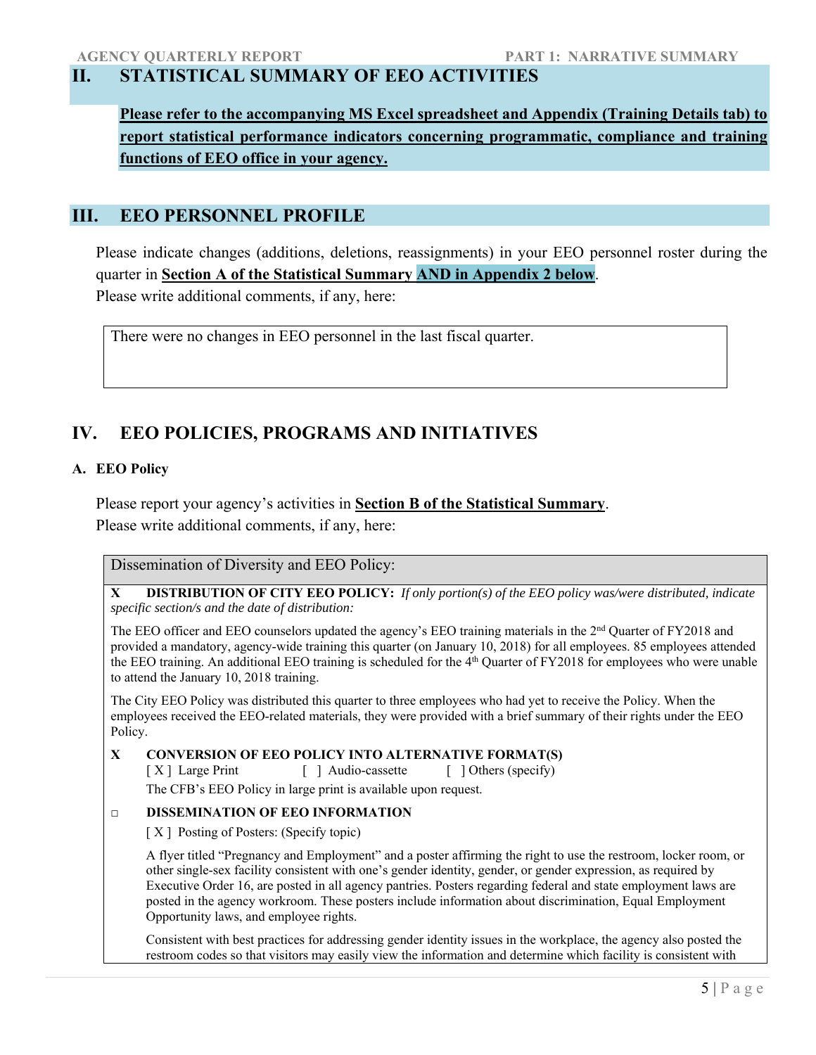## II. STATISTICAL SUMMARY OF EEO ACTIVITIES

**Please refer to the accompanying MS Excel spreadsheet and Appendix (Training Details tab) to report statistical performance indicators concerning programmatic, compliance and training functions of EEO office in your agency.**

## III. EEO PERSONNEL PROFILE

Please indicate changes (additions, deletions, reassignments) in your EEO personnel roster during the quarter in **Section A of the Statistical Summary AND in Appendix 2 below**.
Please write additional comments, if any, here:

There were no changes in EEO personnel in the last fiscal quarter.

## IV. EEO POLICIES, PROGRAMS AND INITIATIVES

### A. EEO Policy

Please report your agency's activities in **Section B of the Statistical Summary**.
Please write additional comments, if any, here:

Dissemination of Diversity and EEO Policy:

**X DISTRIBUTION OF CITY EEO POLICY:** *If only portion(s) of the EEO policy was/were distributed, indicate specific section/s and the date of distribution:*

The EEO officer and EEO counselors updated the agency's EEO training materials in the 2nd Quarter of FY2018 and provided a mandatory, agency-wide training this quarter (on January 10, 2018) for all employees. 85 employees attended the EEO training. An additional EEO training is scheduled for the 4th Quarter of FY2018 for employees who were unable to attend the January 10, 2018 training.

The City EEO Policy was distributed this quarter to three employees who had yet to receive the Policy. When the employees received the EEO-related materials, they were provided with a brief summary of their rights under the EEO Policy.

**X CONVERSION OF EEO POLICY INTO ALTERNATIVE FORMAT(S)**

[ X ] Large Print [ ] Audio-cassette [ ] Others (specify)

The CFB's EEO Policy in large print is available upon request.

□ **DISSEMINATION OF EEO INFORMATION**

[ X ] Posting of Posters: (Specify topic)

A flyer titled "Pregnancy and Employment" and a poster affirming the right to use the restroom, locker room, or other single-sex facility consistent with one's gender identity, gender, or gender expression, as required by Executive Order 16, are posted in all agency pantries. Posters regarding federal and state employment laws are posted in the agency workroom. These posters include information about discrimination, Equal Employment Opportunity laws, and employee rights.

Consistent with best practices for addressing gender identity issues in the workplace, the agency also posted the restroom codes so that visitors may easily view the information and determine which facility is consistent with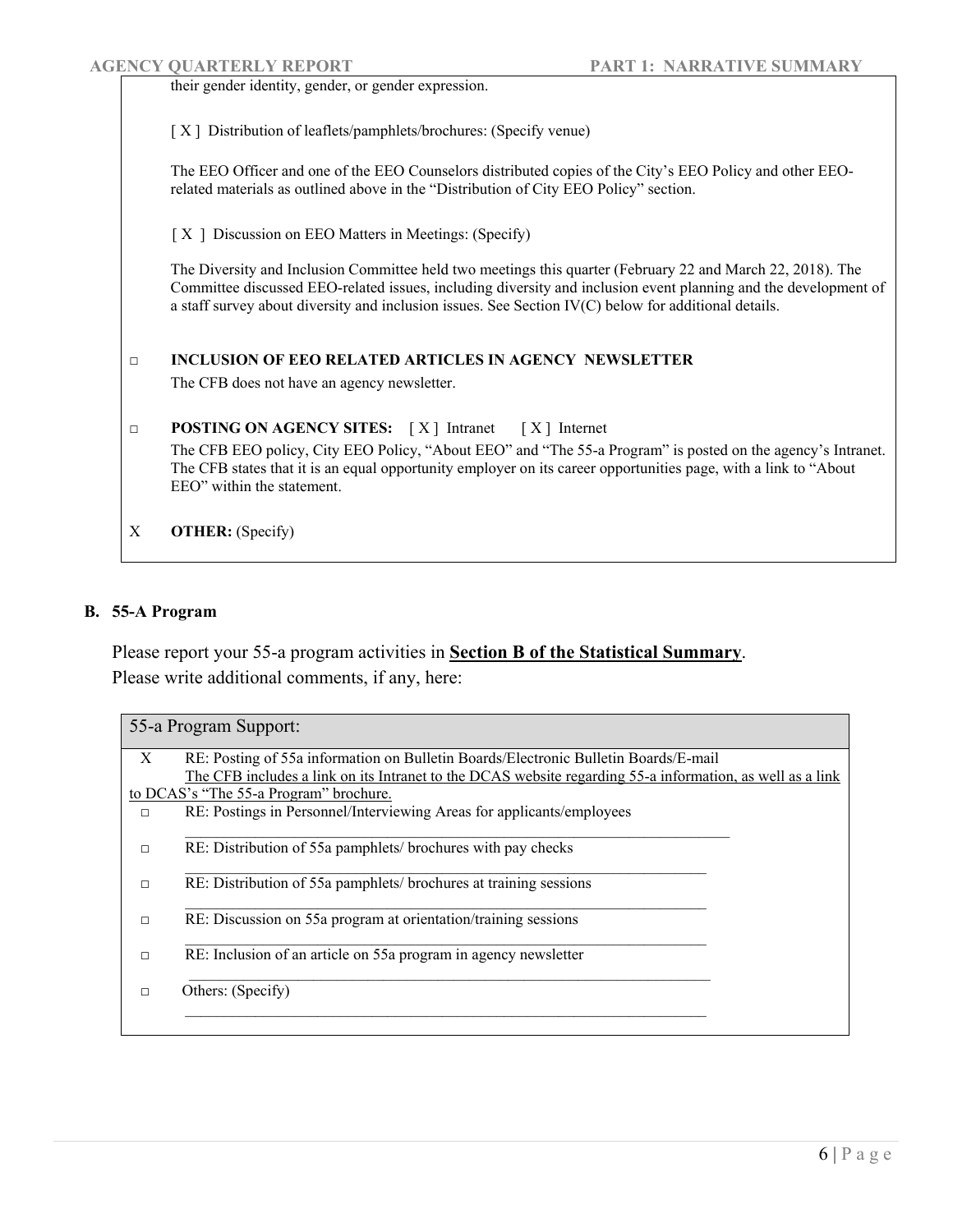their gender identity, gender, or gender expression.

[ X ] Distribution of leaflets/pamphlets/brochures: (Specify venue)

The EEO Officer and one of the EEO Counselors distributed copies of the City's EEO Policy and other EEO-related materials as outlined above in the "Distribution of City EEO Policy" section.

[ X ] Discussion on EEO Matters in Meetings: (Specify)

The Diversity and Inclusion Committee held two meetings this quarter (February 22 and March 22, 2018). The Committee discussed EEO-related issues, including diversity and inclusion event planning and the development of a staff survey about diversity and inclusion issues. See Section IV(C) below for additional details.

□ **INCLUSION OF EEO RELATED ARTICLES IN AGENCY NEWSLETTER**

The CFB does not have an agency newsletter.

□ **POSTING ON AGENCY SITES:** [ X ] Intranet [ X ] Internet

The CFB EEO policy, City EEO Policy, "About EEO" and "The 55-a Program" is posted on the agency's Intranet. The CFB states that it is an equal opportunity employer on its career opportunities page, with a link to "About EEO" within the statement.

X **OTHER:** (Specify)

### B. 55-A Program

Please report your 55-a program activities in **Section B of the Statistical Summary**.
Please write additional comments, if any, here:

55-a Program Support:

X RE: Posting of 55a information on Bulletin Boards/Electronic Bulletin Boards/E-mail
The CFB includes a link on its Intranet to the DCAS website regarding 55-a information, as well as a link to DCAS's "The 55-a Program" brochure.

□ RE: Postings in Personnel/Interviewing Areas for applicants/employees

□ RE: Distribution of 55a pamphlets/ brochures with pay checks

□ RE: Distribution of 55a pamphlets/ brochures at training sessions

□ RE: Discussion on 55a program at orientation/training sessions

□ RE: Inclusion of an article on 55a program in agency newsletter

□ Others: (Specify)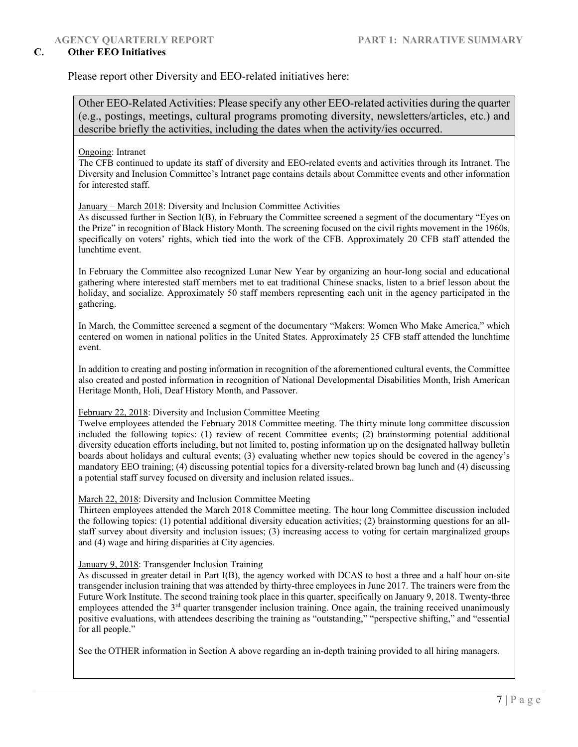### C. Other EEO Initiatives

Please report other Diversity and EEO-related initiatives here:

**Other EEO-Related Activities: Please specify any other EEO-related activities during the quarter (e.g., postings, meetings, cultural programs promoting diversity, newsletters/articles, etc.) and describe briefly the activities, including the dates when the activity/ies occurred.**

Ongoing: Intranet

The CFB continued to update its staff of diversity and EEO-related events and activities through its Intranet. The Diversity and Inclusion Committee's Intranet page contains details about Committee events and other information for interested staff.

January – March 2018: Diversity and Inclusion Committee Activities

As discussed further in Section I(B), in February the Committee screened a segment of the documentary "Eyes on the Prize" in recognition of Black History Month. The screening focused on the civil rights movement in the 1960s, specifically on voters' rights, which tied into the work of the CFB. Approximately 20 CFB staff attended the lunchtime event.

In February the Committee also recognized Lunar New Year by organizing an hour-long social and educational gathering where interested staff members met to eat traditional Chinese snacks, listen to a brief lesson about the holiday, and socialize. Approximately 50 staff members representing each unit in the agency participated in the gathering.

In March, the Committee screened a segment of the documentary "Makers: Women Who Make America," which centered on women in national politics in the United States. Approximately 25 CFB staff attended the lunchtime event.

In addition to creating and posting information in recognition of the aforementioned cultural events, the Committee also created and posted information in recognition of National Developmental Disabilities Month, Irish American Heritage Month, Holi, Deaf History Month, and Passover.

February 22, 2018: Diversity and Inclusion Committee Meeting

Twelve employees attended the February 2018 Committee meeting. The thirty minute long committee discussion included the following topics: (1) review of recent Committee events; (2) brainstorming potential additional diversity education efforts including, but not limited to, posting information up on the designated hallway bulletin boards about holidays and cultural events; (3) evaluating whether new topics should be covered in the agency's mandatory EEO training; (4) discussing potential topics for a diversity-related brown bag lunch and (4) discussing a potential staff survey focused on diversity and inclusion related issues..

March 22, 2018: Diversity and Inclusion Committee Meeting

Thirteen employees attended the March 2018 Committee meeting. The hour long Committee discussion included the following topics: (1) potential additional diversity education activities; (2) brainstorming questions for an all-staff survey about diversity and inclusion issues; (3) increasing access to voting for certain marginalized groups and (4) wage and hiring disparities at City agencies.

January 9, 2018: Transgender Inclusion Training

As discussed in greater detail in Part I(B), the agency worked with DCAS to host a three and a half hour on-site transgender inclusion training that was attended by thirty-three employees in June 2017. The trainers were from the Future Work Institute. The second training took place in this quarter, specifically on January 9, 2018. Twenty-three employees attended the 3rd quarter transgender inclusion training. Once again, the training received unanimously positive evaluations, with attendees describing the training as "outstanding," "perspective shifting," and "essential for all people."

See the OTHER information in Section A above regarding an in-depth training provided to all hiring managers.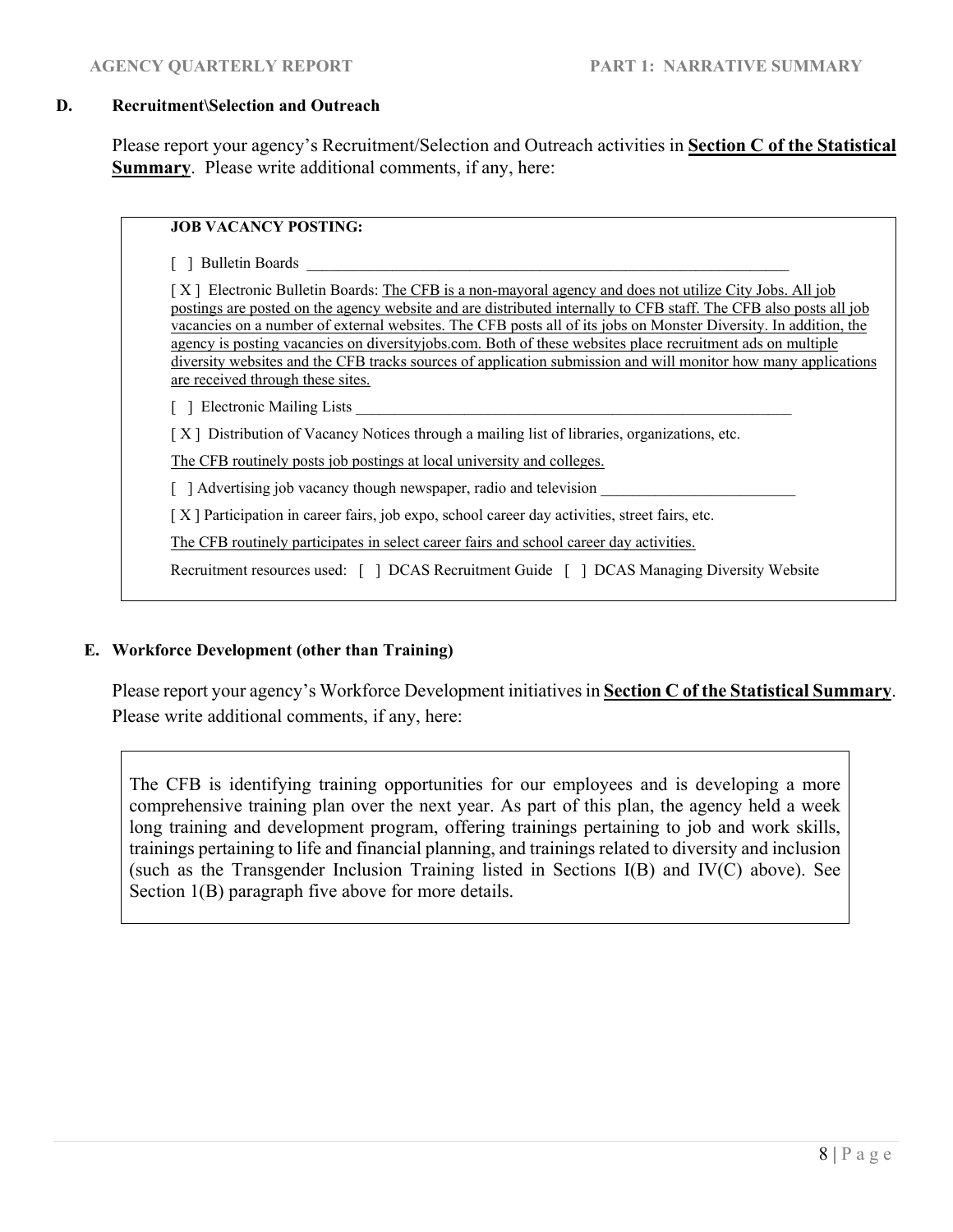### D. Recruitment\Selection and Outreach

Please report your agency's Recruitment/Selection and Outreach activities in **Section C of the Statistical Summary**. Please write additional comments, if any, here:

**JOB VACANCY POSTING:**

[ ] Bulletin Boards ____________________

[ X ] Electronic Bulletin Boards: The CFB is a non-mayoral agency and does not utilize City Jobs. All job postings are posted on the agency website and are distributed internally to CFB staff. The CFB also posts all job vacancies on a number of external websites. The CFB posts all of its jobs on Monster Diversity. In addition, the agency is posting vacancies on diversityjobs.com. Both of these websites place recruitment ads on multiple diversity websites and the CFB tracks sources of application submission and will monitor how many applications are received through these sites.

[ ] Electronic Mailing Lists ____________________

[ X ] Distribution of Vacancy Notices through a mailing list of libraries, organizations, etc.

The CFB routinely posts job postings at local university and colleges.

[ ] Advertising job vacancy though newspaper, radio and television ____________________

[ X ] Participation in career fairs, job expo, school career day activities, street fairs, etc.

The CFB routinely participates in select career fairs and school career day activities.

Recruitment resources used: [ ] DCAS Recruitment Guide [ ] DCAS Managing Diversity Website

### E. Workforce Development (other than Training)

Please report your agency's Workforce Development initiatives in **Section C of the Statistical Summary**. Please write additional comments, if any, here:

The CFB is identifying training opportunities for our employees and is developing a more comprehensive training plan over the next year. As part of this plan, the agency held a week long training and development program, offering trainings pertaining to job and work skills, trainings pertaining to life and financial planning, and trainings related to diversity and inclusion (such as the Transgender Inclusion Training listed in Sections I(B) and IV(C) above). See Section 1(B) paragraph five above for more details.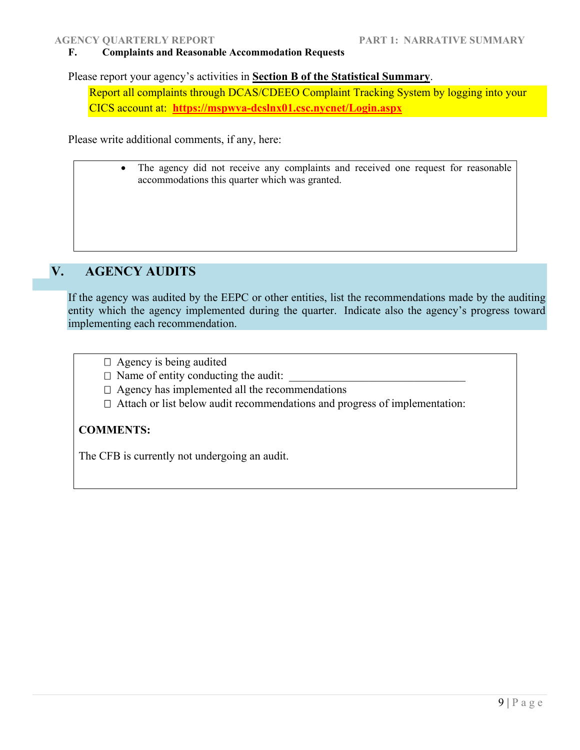### F. Complaints and Reasonable Accommodation Requests

Please report your agency's activities in **Section B of the Statistical Summary**.

Report all complaints through DCAS/CDEEO Complaint Tracking System by logging into your CICS account at: **https://mspwva-dcslnx01.csc.nycnet/Login.aspx**

Please write additional comments, if any, here:

- The agency did not receive any complaints and received one request for reasonable accommodations this quarter which was granted.

## V. AGENCY AUDITS

If the agency was audited by the EEPC or other entities, list the recommendations made by the auditing entity which the agency implemented during the quarter. Indicate also the agency's progress toward implementing each recommendation.

- ☐ Agency is being audited
- ☐ Name of entity conducting the audit: ________________________________
- ☐ Agency has implemented all the recommendations
- ☐ Attach or list below audit recommendations and progress of implementation:

**COMMENTS:**

The CFB is currently not undergoing an audit.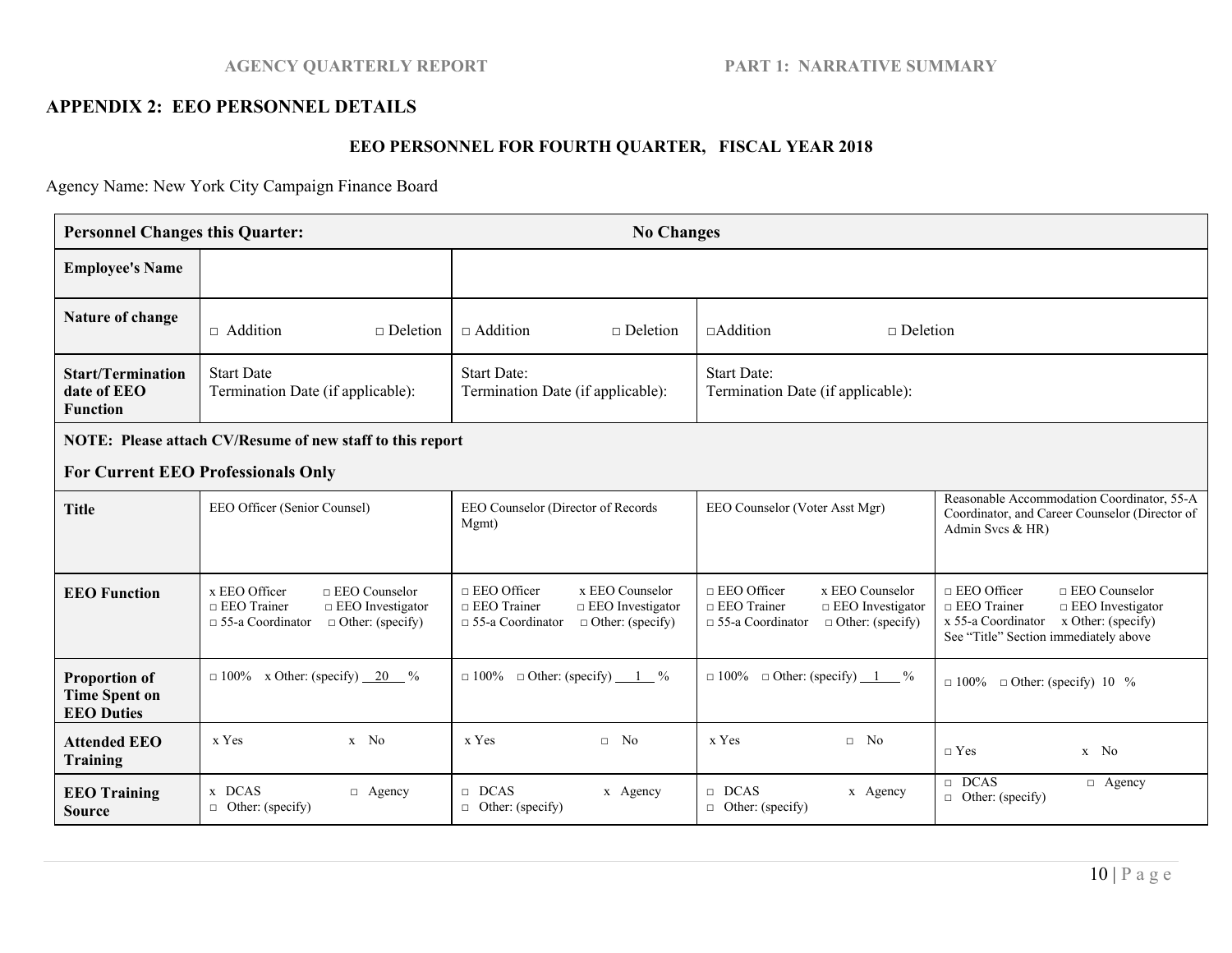## APPENDIX 2: EEO PERSONNEL DETAILS

### EEO PERSONNEL FOR FOURTH QUARTER, FISCAL YEAR 2018

Agency Name: New York City Campaign Finance Board

| **Personnel Changes this Quarter:** | **No Changes** | | | |
|---|---|---|---|---|
| **Employee's Name** | | | | |
| **Nature of change** | □ Addition □ Deletion | □ Addition □ Deletion | □Addition □ Deletion | |
| **Start/Termination date of EEO Function** | Start Date<br>Termination Date (if applicable): | Start Date:<br>Termination Date (if applicable): | Start Date:<br>Termination Date (if applicable): | |
| **NOTE: Please attach CV/Resume of new staff to this report**<br>**For Current EEO Professionals Only** | | | | |
| **Title** | EEO Officer (Senior Counsel) | EEO Counselor (Director of Records Mgmt) | EEO Counselor (Voter Asst Mgr) | Reasonable Accommodation Coordinator, 55-A Coordinator, and Career Counselor (Director of Admin Svcs & HR) |
| **EEO Function** | x EEO Officer □ EEO Counselor □ EEO Trainer □ EEO Investigator □ 55-a Coordinator □ Other: (specify) | □ EEO Officer x EEO Counselor □ EEO Trainer □ EEO Investigator □ 55-a Coordinator □ Other: (specify) | □ EEO Officer x EEO Counselor □ EEO Trainer □ EEO Investigator □ 55-a Coordinator □ Other: (specify) | □ EEO Officer □ EEO Counselor □ EEO Trainer □ EEO Investigator x 55-a Coordinator x Other: (specify) See "Title" Section immediately above |
| **Proportion of Time Spent on EEO Duties** | □ 100% x Other: (specify) 20 % | □ 100% □ Other: (specify) 1 % | □ 100% □ Other: (specify) 1 % | □ 100% □ Other: (specify) 10 % |
| **Attended EEO Training** | x Yes x No | x Yes □ No | x Yes □ No | □ Yes x No |
| **EEO Training Source** | x DCAS □ Agency □ Other: (specify) | □ DCAS x Agency □ Other: (specify) | □ DCAS x Agency □ Other: (specify) | □ DCAS □ Agency □ Other: (specify) |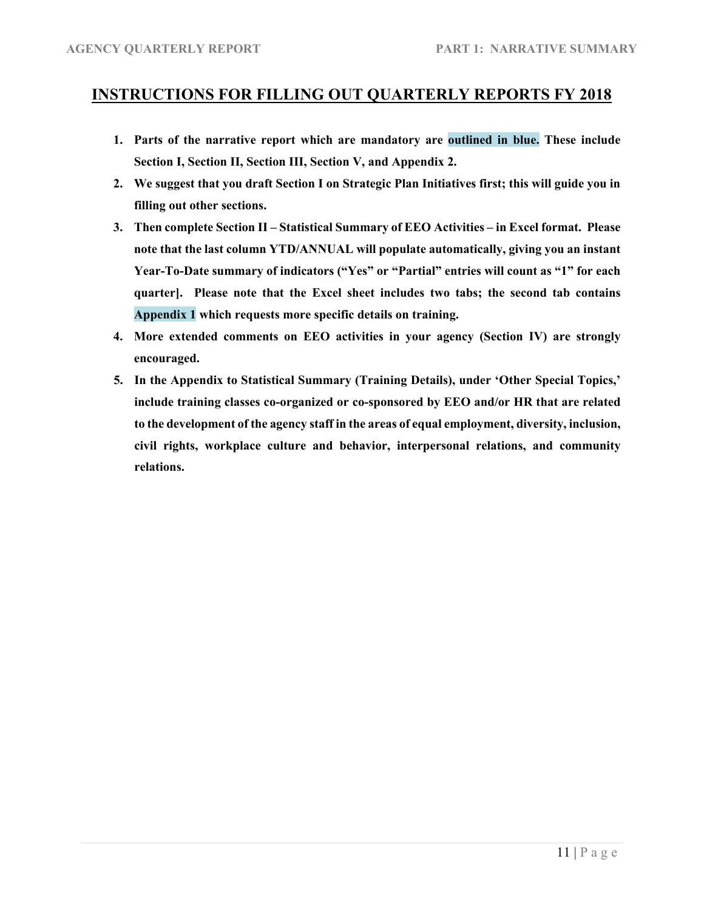## INSTRUCTIONS FOR FILLING OUT QUARTERLY REPORTS FY 2018

1. **Parts of the narrative report which are mandatory are outlined in blue. These include Section I, Section II, Section III, Section V, and Appendix 2.**
2. **We suggest that you draft Section I on Strategic Plan Initiatives first; this will guide you in filling out other sections.**
3. **Then complete Section II – Statistical Summary of EEO Activities – in Excel format. Please note that the last column YTD/ANNUAL will populate automatically, giving you an instant Year-To-Date summary of indicators ("Yes" or "Partial" entries will count as "1" for each quarter]. Please note that the Excel sheet includes two tabs; the second tab contains Appendix 1 which requests more specific details on training.**
4. **More extended comments on EEO activities in your agency (Section IV) are strongly encouraged.**
5. **In the Appendix to Statistical Summary (Training Details), under 'Other Special Topics,' include training classes co-organized or co-sponsored by EEO and/or HR that are related to the development of the agency staff in the areas of equal employment, diversity, inclusion, civil rights, workplace culture and behavior, interpersonal relations, and community relations.**